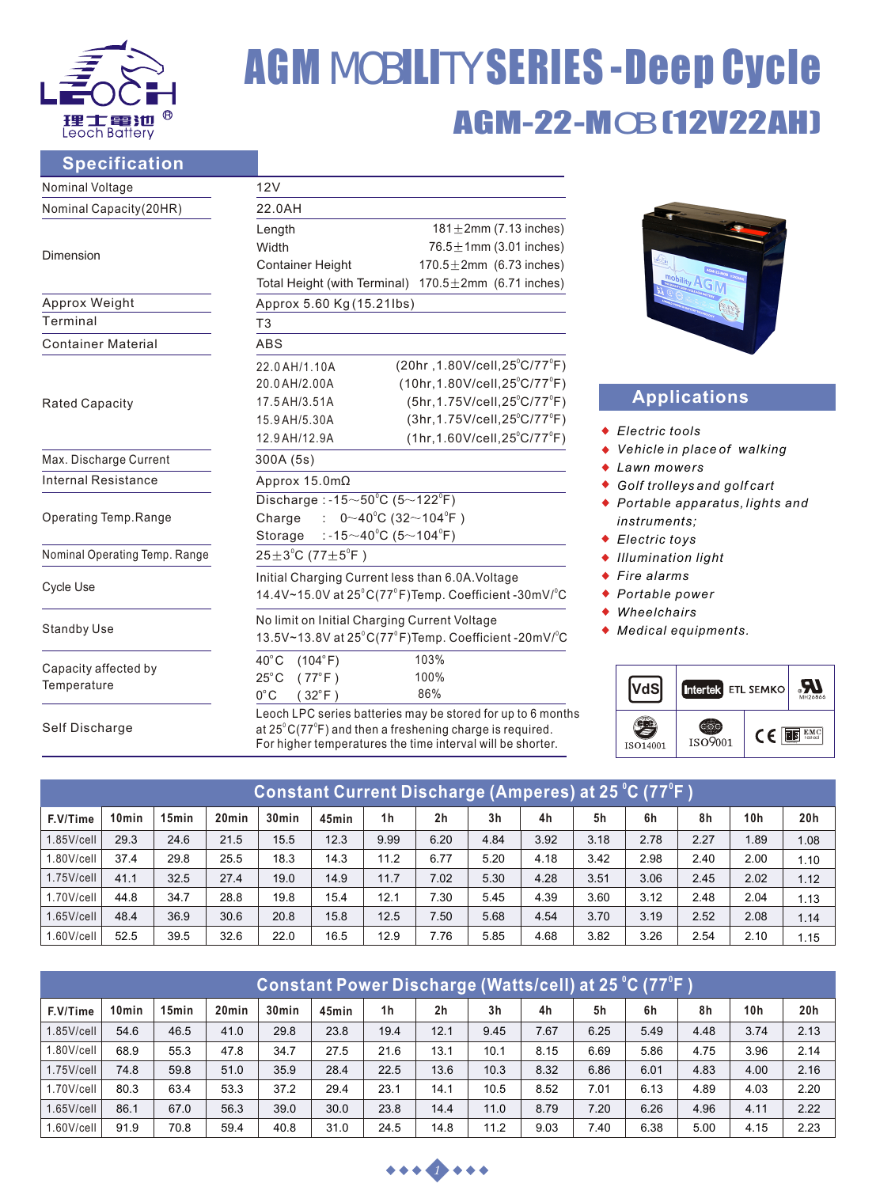# AGM MOBILITY SERIES - Deep Cycle

## AGM-22-MOB (12V22AH)

## Specification

| | |
|---|---|
| Nominal Voltage | 12V |
| Nominal Capacity(20HR) | 22.0AH |
| Dimension | Length 181±2mm (7.13 inches)<br>Width 76.5±1mm (3.01 inches)<br>Container Height 170.5±2mm (6.73 inches)<br>Total Height (with Terminal) 170.5±2mm (6.71 inches) |
| Approx Weight | Approx 5.60 Kg (15.21lbs) |
| Terminal | T3 |
| Container Material | ABS |
| Rated Capacity | 22.0AH/1.10A (20hr, 1.80V/cell, 25°C/77°F)<br>20.0AH/2.00A (10hr, 1.80V/cell, 25°C/77°F)<br>17.5AH/3.51A (5hr, 1.75V/cell, 25°C/77°F)<br>15.9AH/5.30A (3hr, 1.75V/cell, 25°C/77°F)<br>12.9AH/12.9A (1hr, 1.60V/cell, 25°C/77°F) |
| Max. Discharge Current | 300A (5s) |
| Internal Resistance | Approx 15.0mΩ |
| Operating Temp.Range | Discharge : -15~50°C (5~122°F)<br>Charge : 0~40°C (32~104°F)<br>Storage : -15~40°C (5~104°F) |
| Nominal Operating Temp. Range | 25±3°C (77±5°F) |
| Cycle Use | Initial Charging Current less than 6.0A.Voltage 14.4V~15.0V at 25°C(77°F)Temp. Coefficient -30mV/°C |
| Standby Use | No limit on Initial Charging Current Voltage 13.5V~13.8V at 25°C(77°F)Temp. Coefficient -20mV/°C |
| Capacity affected by Temperature | 40°C (104°F) 103%<br>25°C (77°F) 100%<br>0°C (32°F) 86% |
| Self Discharge | Leoch LPC series batteries may be stored for up to 6 months at 25°C(77°F) and then a freshening charge is required. For higher temperatures the time interval will be shorter. |

## Applications

- *Electric tools*
- *Vehicle in place of walking*
- *Lawn mowers*
- *Golf trolleys and golf cart*
- *Portable apparatus, lights and instruments;*
- *Electric toys*
- *Illumination light*
- *Fire alarms*
- *Portable power*
- *Wheelchairs*
- *Medical equipments.*

VdS | Intertek ETL SEMKO | UL MH26866 | ISO14001 | ISO9001 | CE | EMC

## Constant Current Discharge (Amperes) at 25°C (77°F)

| F.V/Time | 10min | 15min | 20min | 30min | 45min | 1h | 2h | 3h | 4h | 5h | 6h | 8h | 10h | 20h |
|---|---|---|---|---|---|---|---|---|---|---|---|---|---|---|
| 1.85V/cell | 29.3 | 24.6 | 21.5 | 15.5 | 12.3 | 9.99 | 6.20 | 4.84 | 3.92 | 3.18 | 2.78 | 2.27 | 1.89 | 1.08 |
| 1.80V/cell | 37.4 | 29.8 | 25.5 | 18.3 | 14.3 | 11.2 | 6.77 | 5.20 | 4.18 | 3.42 | 2.98 | 2.40 | 2.00 | 1.10 |
| 1.75V/cell | 41.1 | 32.5 | 27.4 | 19.0 | 14.9 | 11.7 | 7.02 | 5.30 | 4.28 | 3.51 | 3.06 | 2.45 | 2.02 | 1.12 |
| 1.70V/cell | 44.8 | 34.7 | 28.8 | 19.8 | 15.4 | 12.1 | 7.30 | 5.45 | 4.39 | 3.60 | 3.12 | 2.48 | 2.04 | 1.13 |
| 1.65V/cell | 48.4 | 36.9 | 30.6 | 20.8 | 15.8 | 12.5 | 7.50 | 5.68 | 4.54 | 3.70 | 3.19 | 2.52 | 2.08 | 1.14 |
| 1.60V/cell | 52.5 | 39.5 | 32.6 | 22.0 | 16.5 | 12.9 | 7.76 | 5.85 | 4.68 | 3.82 | 3.26 | 2.54 | 2.10 | 1.15 |

## Constant Power Discharge (Watts/cell) at 25°C (77°F)

| F.V/Time | 10min | 15min | 20min | 30min | 45min | 1h | 2h | 3h | 4h | 5h | 6h | 8h | 10h | 20h |
|---|---|---|---|---|---|---|---|---|---|---|---|---|---|---|
| 1.85V/cell | 54.6 | 46.5 | 41.0 | 29.8 | 23.8 | 19.4 | 12.1 | 9.45 | 7.67 | 6.25 | 5.49 | 4.48 | 3.74 | 2.13 |
| 1.80V/cell | 68.9 | 55.3 | 47.8 | 34.7 | 27.5 | 21.6 | 13.1 | 10.1 | 8.15 | 6.69 | 5.86 | 4.75 | 3.96 | 2.14 |
| 1.75V/cell | 74.8 | 59.8 | 51.0 | 35.9 | 28.4 | 22.5 | 13.6 | 10.3 | 8.32 | 6.86 | 6.01 | 4.83 | 4.00 | 2.16 |
| 1.70V/cell | 80.3 | 63.4 | 53.3 | 37.2 | 29.4 | 23.1 | 14.1 | 10.5 | 8.52 | 7.01 | 6.13 | 4.89 | 4.03 | 2.20 |
| 1.65V/cell | 86.1 | 67.0 | 56.3 | 39.0 | 30.0 | 23.8 | 14.4 | 11.0 | 8.79 | 7.20 | 6.26 | 4.96 | 4.11 | 2.22 |
| 1.60V/cell | 91.9 | 70.8 | 59.4 | 40.8 | 31.0 | 24.5 | 14.8 | 11.2 | 9.03 | 7.40 | 6.38 | 5.00 | 4.15 | 2.23 |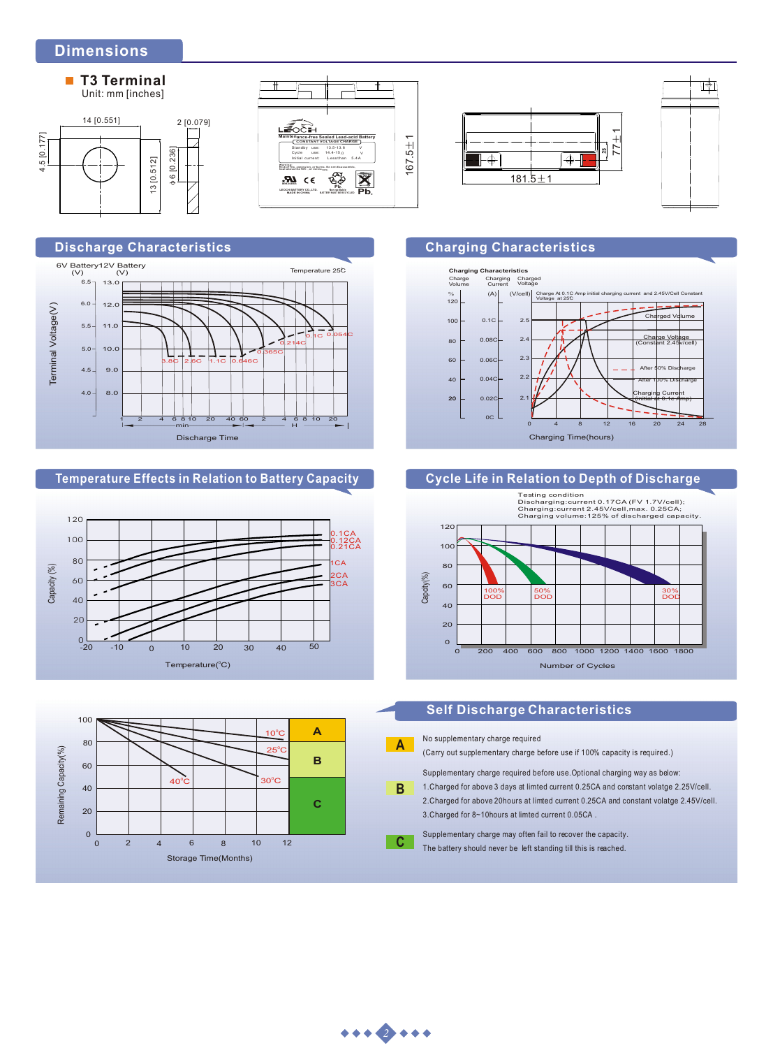## Dimensions

### T3 Terminal

Unit: mm [inches]

14 [0.551]
2 [0.079]
4.5 [0.177]
13 [0.512]
φ6 [0.236]

167.5±1
181.5±1
77±1

## Discharge Characteristics

6V Battery 12V Battery
(V) (V)
Temperature 25C
Terminal Voltage(V)
6.5 13.0
6.0 12.0
5.5 11.0
5.0 10.0
4.5 9.0
4.0 8.0
3.8C 2.6C 1.1C 0.646C 0.365C 0.214C 0.1C 0.054C
1 2 4 6 8 10 20 40 60 2 4 6 8 10 20
min H
Discharge Time

## Charging Characteristics

Charging Characteristics
Charge Volume % | Charging Current (A) | Charged Voltage (V/cell)
Charge At 0.1C Amp initial charging current and 2.45V/Cell Constant Voltage at 25C
120 100 80 60 40 20
0.1C 0.08C 0.06C 0.04C 0.02C 0C
2.5 2.4 2.3 2.2 2.1
Charged Volume
Charge Voltage (Constant 2.45V/cell)
After 50% Discharge
After 100% Discharge
Charging Current (initial at 0.1c Amp)
0 4 8 12 16 20 24 28
Charging Time(hours)

## Temperature Effects in Relation to Battery Capacity

Capacity (%)
120 100 80 60 40 20 0
0.1CA 0.12CA 0.21CA 1CA 2CA 3CA
-20 -10 0 10 20 30 40 50
Temperature(°C)

## Cycle Life in Relation to Depth of Discharge

Testing condition
Discharging:current 0.17CA (FV 1.7V/cell);
Charging:current 2.45V/cell,max. 0.25CA;
Charging volume:125% of discharged capacity.

Capcity(%)
120 100 80 60 40 20 0
100% DOD 50% DOD 30% DOD
0 200 400 600 800 1000 1200 1400 1600 1800
Number of Cycles

Remaining Capacity(%)
100 80 60 40 20 0
10°C 25°C 30°C 40°C
A B C
0 2 4 6 8 10 12
Storage Time(Months)

## Self Discharge Characteristics

**A**
No supplementary charge required
(Carry out supplementary charge before use if 100% capacity is required.)

**B**
Supplementary charge required before use. Optional charging way as below:
1. Charged for above 3 days at limted current 0.25CA and constant volatge 2.25V/cell.
2. Charged for above 20hours at limted current 0.25CA and constant volatge 2.45V/cell.
3. Charged for 8~10hours at limted current 0.05CA .

**C**
Supplementary charge may often fail to recover the capacity.
The battery should never be left standing till this is reached.